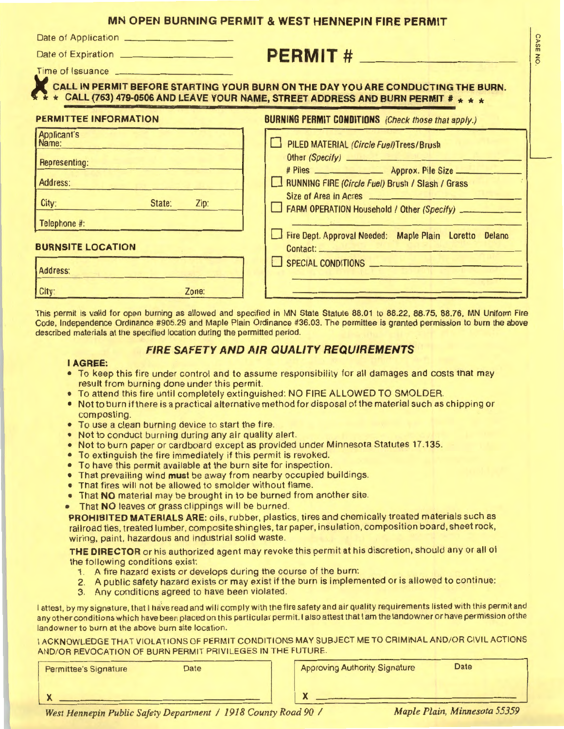# MN OPEN BURNING PERMIT & WEST HENNEPIN FIRE PERMIT

CASE NO.

Date of Application ____________

Date of Expiration ____________

**PERMIT #** ____________

Time of Issuance ____________

**X CALL IN PERMIT BEFORE STARTING YOUR BURN ON THE DAY YOU ARE CONDUCTING THE BURN.**
**\* \* \* CALL (763) 479-0506 AND LEAVE YOUR NAME, STREET ADDRESS AND BURN PERMIT # \* \* \***

### PERMITTEE INFORMATION

| Applicant's Name: | | |
|---|---|---|
| Representing: | | |
| Address: | | |
| City: | State: | Zip: |
| Telephone #: | | |

### BURNSITE LOCATION

| Address: | |
|---|---|
| City: | Zone: |

### BURNING PERMIT CONDITIONS *(Check those that apply.)*

- ☐ PILED MATERIAL *(Circle Fuel)* Trees/Brush
  Other *(Specify)* ____________
  \# Piles ____________ Approx. Pile Size ____________
- ☐ RUNNING FIRE *(Circle Fuel)* Brush / Slash / Grass
  Size of Area in Acres ____________
- ☐ FARM OPERATION Household / Other *(Specify)* ____________
- ☐ Fire Dept. Approval Needed: Maple Plain Loretto Delano
  Contact: ____________
- ☐ SPECIAL CONDITIONS ____________

This permit is valid for open burning as allowed and specified in MN State Statute 88.01 to 88.22, 88.75, 88.76, MN Uniform Fire Code, Independence Ordinance #905.29 and Maple Plain Ordinance #36.03. The permittee is granted permission to burn the above described materials at the specified location during the permitted period.

## *FIRE SAFETY AND AIR QUALITY REQUIREMENTS*

**I AGREE:**

- To keep this fire under control and to assume responsibility for all damages and costs that may result from burning done under this permit.
- To attend this fire until completely extinguished: NO FIRE ALLOWED TO SMOLDER.
- Not to burn if there is a practical alternative method for disposal of the material such as chipping or composting.
- To use a clean burning device to start the fire.
- Not to conduct burning during any air quality alert.
- Not to burn paper or cardboard except as provided under Minnesota Statutes 17.135.
- To extinguish the fire immediately if this permit is revoked.
- To have this permit available at the burn site for inspection.
- That prevailing wind **must** be away from nearby occupied buildings.
- That fires will not be allowed to smolder without flame.
- That **NO** material may be brought in to be burned from another site.
- That **NO** leaves or grass clippings will be burned.

**PROHIBITED MATERIALS ARE:** oils, rubber, plastics, tires and chemically treated materials such as railroad ties, treated lumber, composite shingles, tar paper, insulation, composition board, sheet rock, wiring, paint, hazardous and industrial solid waste.

**THE DIRECTOR** or his authorized agent may revoke this permit at his discretion, should any or all of the following conditions exist:

1. A fire hazard exists or develops during the course of the burn:
2. A public safety hazard exists or may exist if the burn is implemented or is allowed to continue:
3. Any conditions agreed to have been violated.

I attest, by my signature, that I have read and will comply with the fire safety and air quality requirements listed with this permit and any other conditions which have been placed on this particular permit. I also attest that I am the landowner or have permission of the landowner to burn at the above burn site location.

I ACKNOWLEDGE THAT VIOLATIONS OF PERMIT CONDITIONS MAY SUBJECT ME TO CRIMINAL AND/OR CIVIL ACTIONS AND/OR REVOCATION OF BURN PERMIT PRIVILEGES IN THE FUTURE.

| Permittee's Signature | Date | Approving Authority Signature | Date |
|---|---|---|---|
| X | | X | |

*West Hennepin Public Safety Department / 1918 County Road 90 / Maple Plain, Minnesota 55359*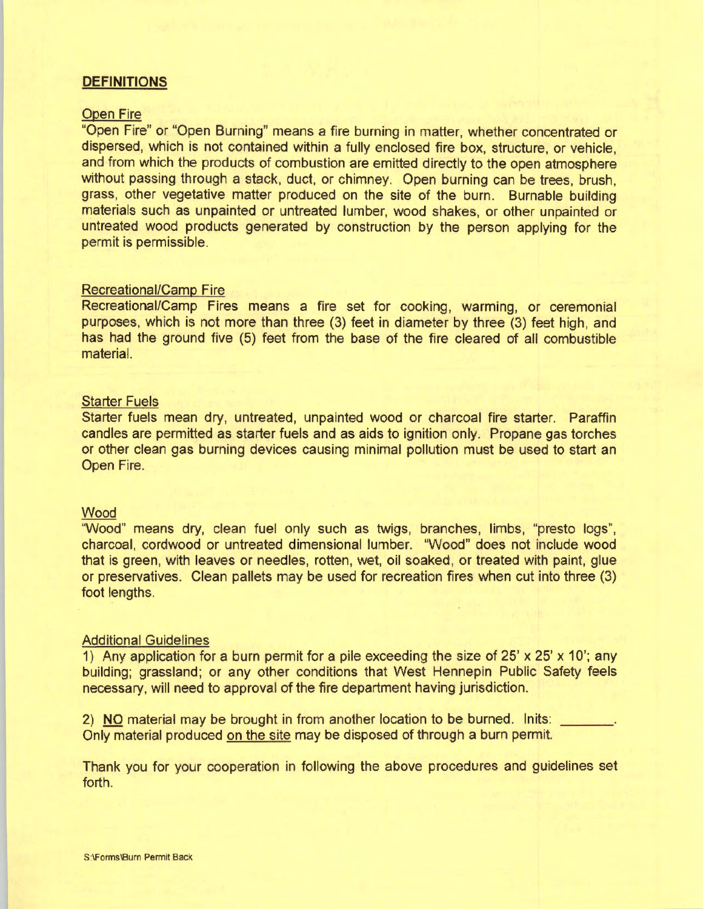## DEFINITIONS

<u>Open Fire</u>

"Open Fire" or "Open Burning" means a fire burning in matter, whether concentrated or dispersed, which is not contained within a fully enclosed fire box, structure, or vehicle, and from which the products of combustion are emitted directly to the open atmosphere without passing through a stack, duct, or chimney. Open burning can be trees, brush, grass, other vegetative matter produced on the site of the burn. Burnable building materials such as unpainted or untreated lumber, wood shakes, or other unpainted or untreated wood products generated by construction by the person applying for the permit is permissible.

<u>Recreational/Camp Fire</u>

Recreational/Camp Fires means a fire set for cooking, warming, or ceremonial purposes, which is not more than three (3) feet in diameter by three (3) feet high, and has had the ground five (5) feet from the base of the fire cleared of all combustible material.

<u>Starter Fuels</u>

Starter fuels mean dry, untreated, unpainted wood or charcoal fire starter. Paraffin candles are permitted as starter fuels and as aids to ignition only. Propane gas torches or other clean gas burning devices causing minimal pollution must be used to start an Open Fire.

<u>Wood</u>

"Wood" means dry, clean fuel only such as twigs, branches, limbs, "presto logs", charcoal, cordwood or untreated dimensional lumber. "Wood" does not include wood that is green, with leaves or needles, rotten, wet, oil soaked, or treated with paint, glue or preservatives. Clean pallets may be used for recreation fires when cut into three (3) foot lengths.

<u>Additional Guidelines</u>

1) Any application for a burn permit for a pile exceeding the size of 25' x 25' x 10'; any building; grassland; or any other conditions that West Hennepin Public Safety feels necessary, will need to approval of the fire department having jurisdiction.

2) <u>NO</u> material may be brought in from another location to be burned. Inits: _______. Only material produced <u>on the site</u> may be disposed of through a burn permit.

Thank you for your cooperation in following the above procedures and guidelines set forth.

S:\Forms\Burn Permit Back